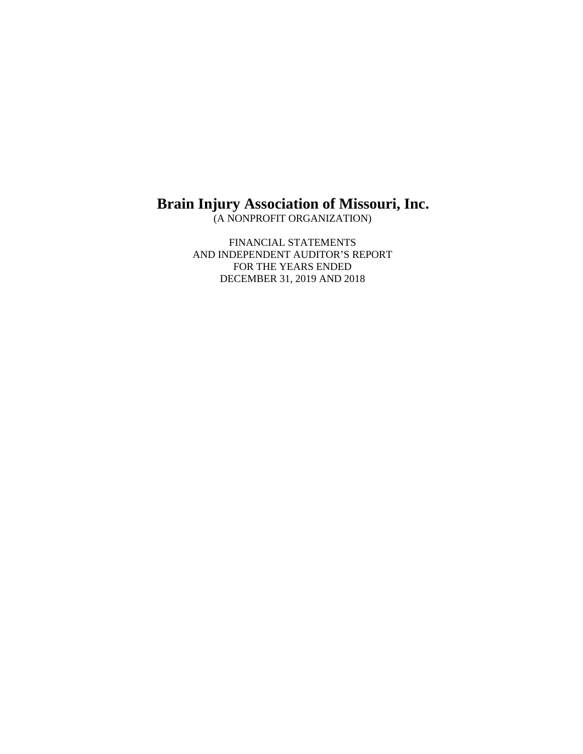# Brain Injury Association of Missouri, Inc.

(A NONPROFIT ORGANIZATION)

FINANCIAL STATEMENTS
AND INDEPENDENT AUDITOR'S REPORT
FOR THE YEARS ENDED
DECEMBER 31, 2019 AND 2018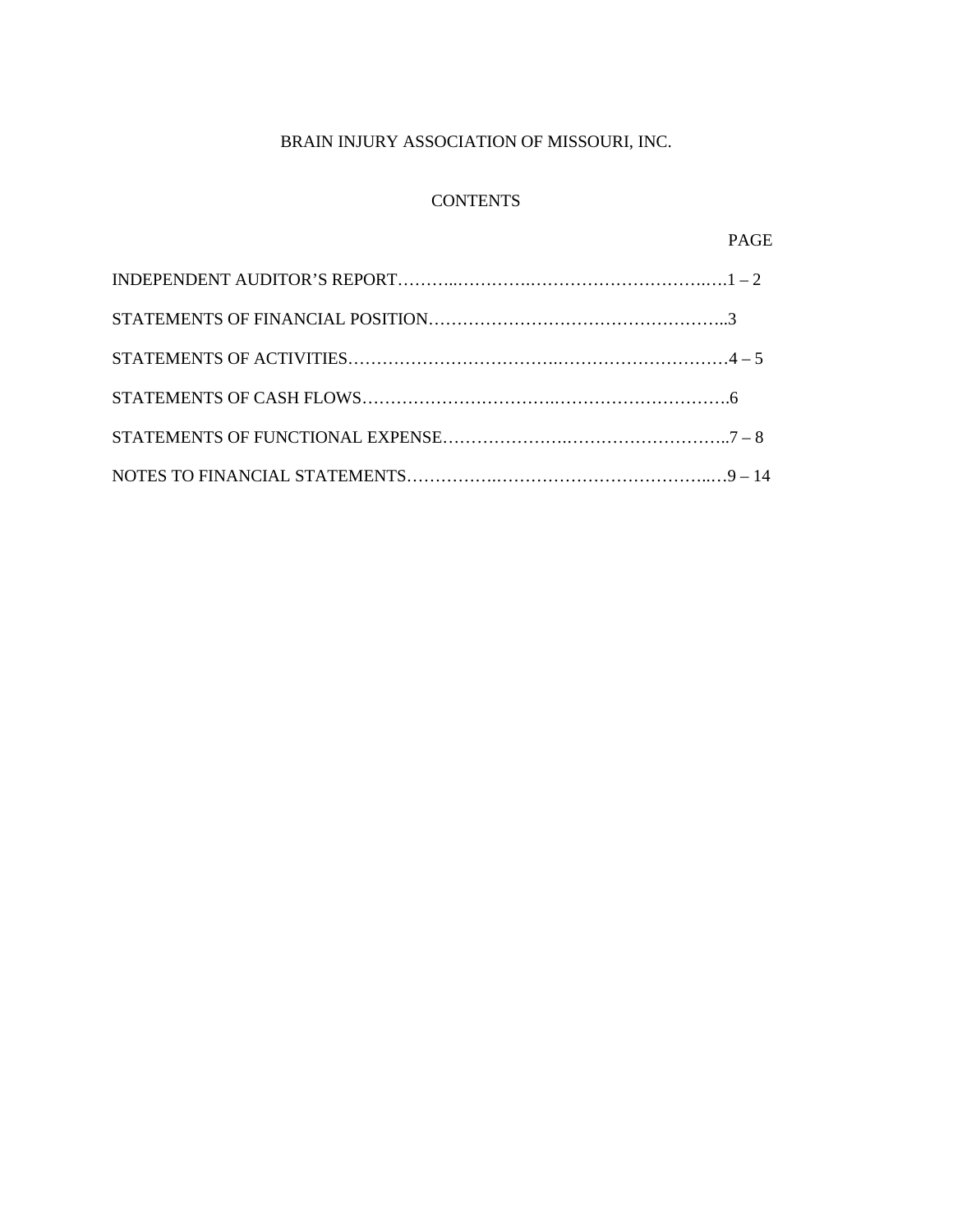# BRAIN INJURY ASSOCIATION OF MISSOURI, INC.

## CONTENTS

| | PAGE |
|---|---|
| INDEPENDENT AUDITOR'S REPORT | 1 – 2 |
| STATEMENTS OF FINANCIAL POSITION | 3 |
| STATEMENTS OF ACTIVITIES | 4 – 5 |
| STATEMENTS OF CASH FLOWS | 6 |
| STATEMENTS OF FUNCTIONAL EXPENSE | 7 – 8 |
| NOTES TO FINANCIAL STATEMENTS | 9 – 14 |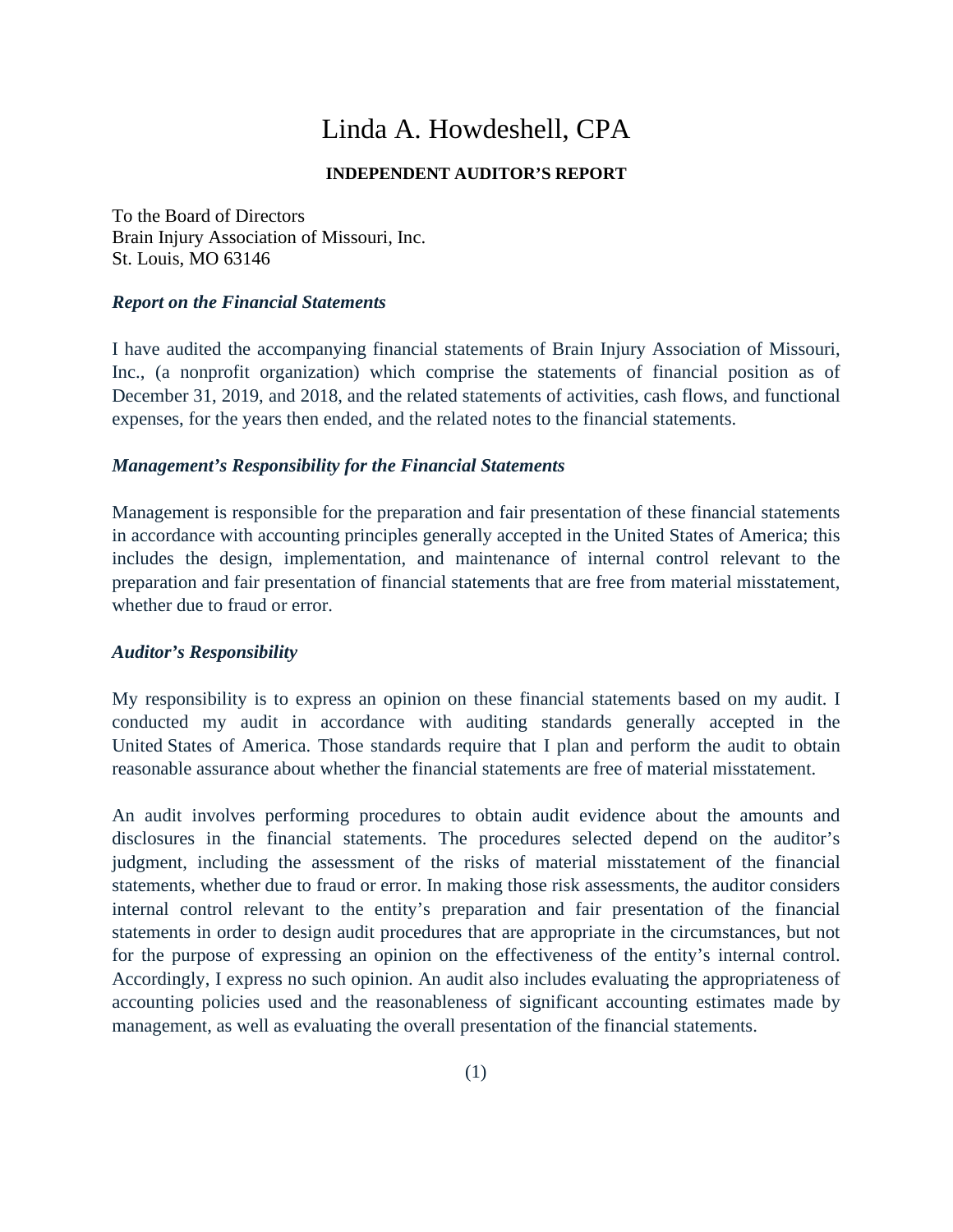# Linda A. Howdeshell, CPA

**INDEPENDENT AUDITOR'S REPORT**

To the Board of Directors
Brain Injury Association of Missouri, Inc.
St. Louis, MO 63146

***Report on the Financial Statements***

I have audited the accompanying financial statements of Brain Injury Association of Missouri, Inc., (a nonprofit organization) which comprise the statements of financial position as of December 31, 2019, and 2018, and the related statements of activities, cash flows, and functional expenses, for the years then ended, and the related notes to the financial statements.

***Management's Responsibility for the Financial Statements***

Management is responsible for the preparation and fair presentation of these financial statements in accordance with accounting principles generally accepted in the United States of America; this includes the design, implementation, and maintenance of internal control relevant to the preparation and fair presentation of financial statements that are free from material misstatement, whether due to fraud or error.

***Auditor's Responsibility***

My responsibility is to express an opinion on these financial statements based on my audit. I conducted my audit in accordance with auditing standards generally accepted in the United States of America. Those standards require that I plan and perform the audit to obtain reasonable assurance about whether the financial statements are free of material misstatement.

An audit involves performing procedures to obtain audit evidence about the amounts and disclosures in the financial statements. The procedures selected depend on the auditor's judgment, including the assessment of the risks of material misstatement of the financial statements, whether due to fraud or error. In making those risk assessments, the auditor considers internal control relevant to the entity's preparation and fair presentation of the financial statements in order to design audit procedures that are appropriate in the circumstances, but not for the purpose of expressing an opinion on the effectiveness of the entity's internal control. Accordingly, I express no such opinion. An audit also includes evaluating the appropriateness of accounting policies used and the reasonableness of significant accounting estimates made by management, as well as evaluating the overall presentation of the financial statements.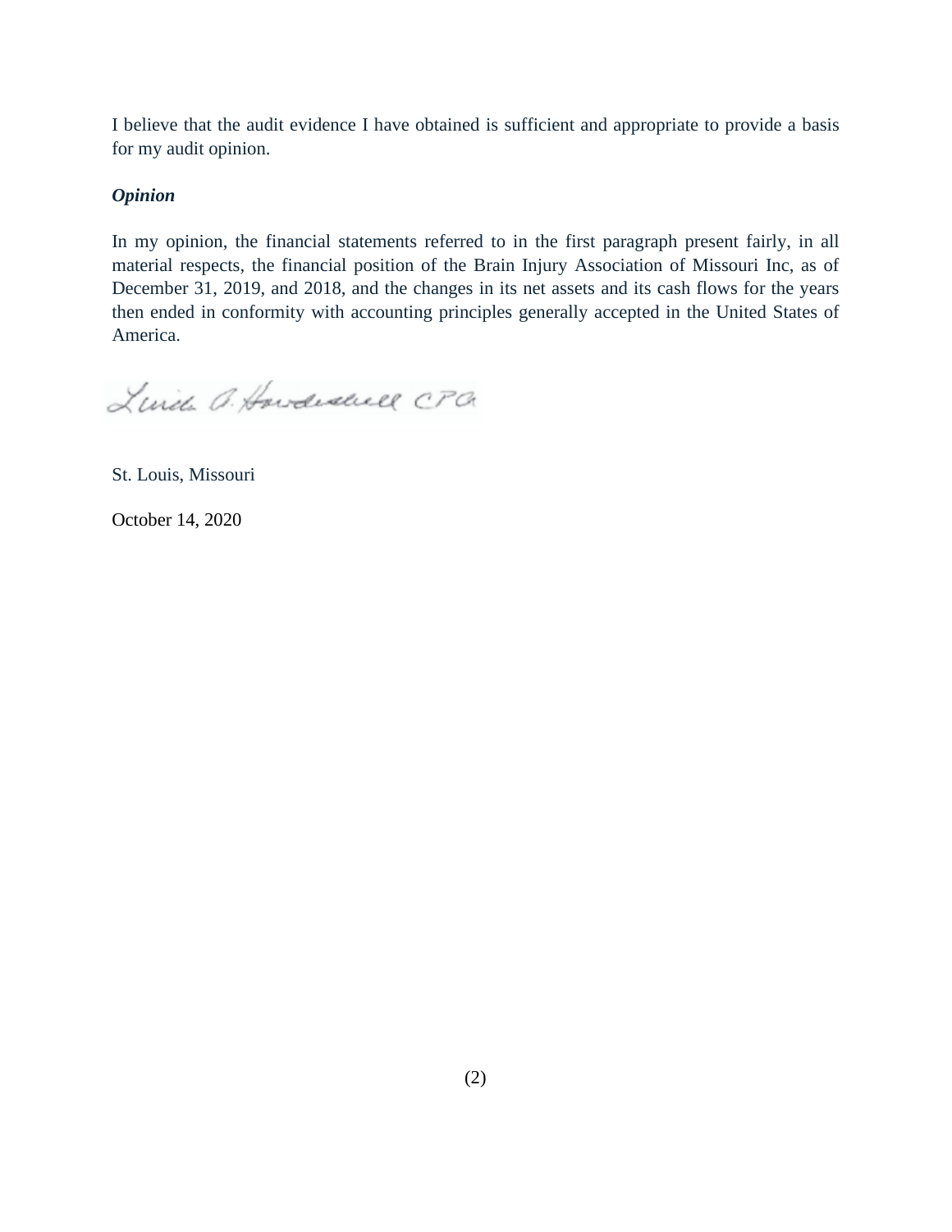I believe that the audit evidence I have obtained is sufficient and appropriate to provide a basis for my audit opinion.

***Opinion***

In my opinion, the financial statements referred to in the first paragraph present fairly, in all material respects, the financial position of the Brain Injury Association of Missouri Inc, as of December 31, 2019, and 2018, and the changes in its net assets and its cash flows for the years then ended in conformity with accounting principles generally accepted in the United States of America.

Linda A. Hardesell CPA

St. Louis, Missouri

October 14, 2020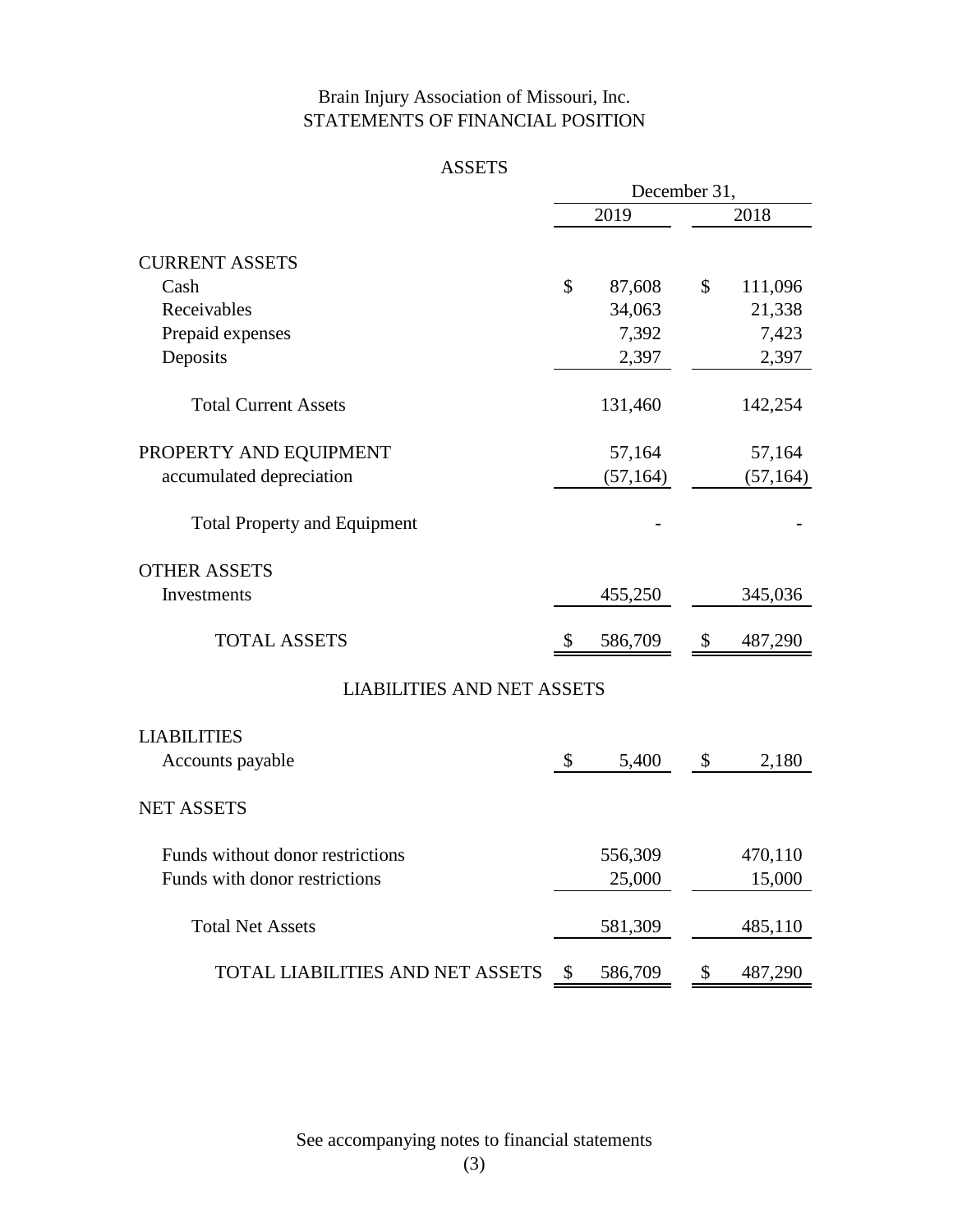# Brain Injury Association of Missouri, Inc.
## STATEMENTS OF FINANCIAL POSITION

### ASSETS

| | December 31, 2019 | December 31, 2018 |
|---|---|---|
| **CURRENT ASSETS** | | |
| Cash | $ 87,608 | $ 111,096 |
| Receivables | 34,063 | 21,338 |
| Prepaid expenses | 7,392 | 7,423 |
| Deposits | 2,397 | 2,397 |
| Total Current Assets | 131,460 | 142,254 |
| **PROPERTY AND EQUIPMENT** | 57,164 | 57,164 |
| accumulated depreciation | (57,164) | (57,164) |
| Total Property and Equipment | - | - |
| **OTHER ASSETS** | | |
| Investments | 455,250 | 345,036 |
| TOTAL ASSETS | $ 586,709 | $ 487,290 |

### LIABILITIES AND NET ASSETS

| | December 31, 2019 | December 31, 2018 |
|---|---|---|
| **LIABILITIES** | | |
| Accounts payable | $ 5,400 | $ 2,180 |
| **NET ASSETS** | | |
| Funds without donor restrictions | 556,309 | 470,110 |
| Funds with donor restrictions | 25,000 | 15,000 |
| Total Net Assets | 581,309 | 485,110 |
| TOTAL LIABILITIES AND NET ASSETS | $ 586,709 | $ 487,290 |

See accompanying notes to financial statements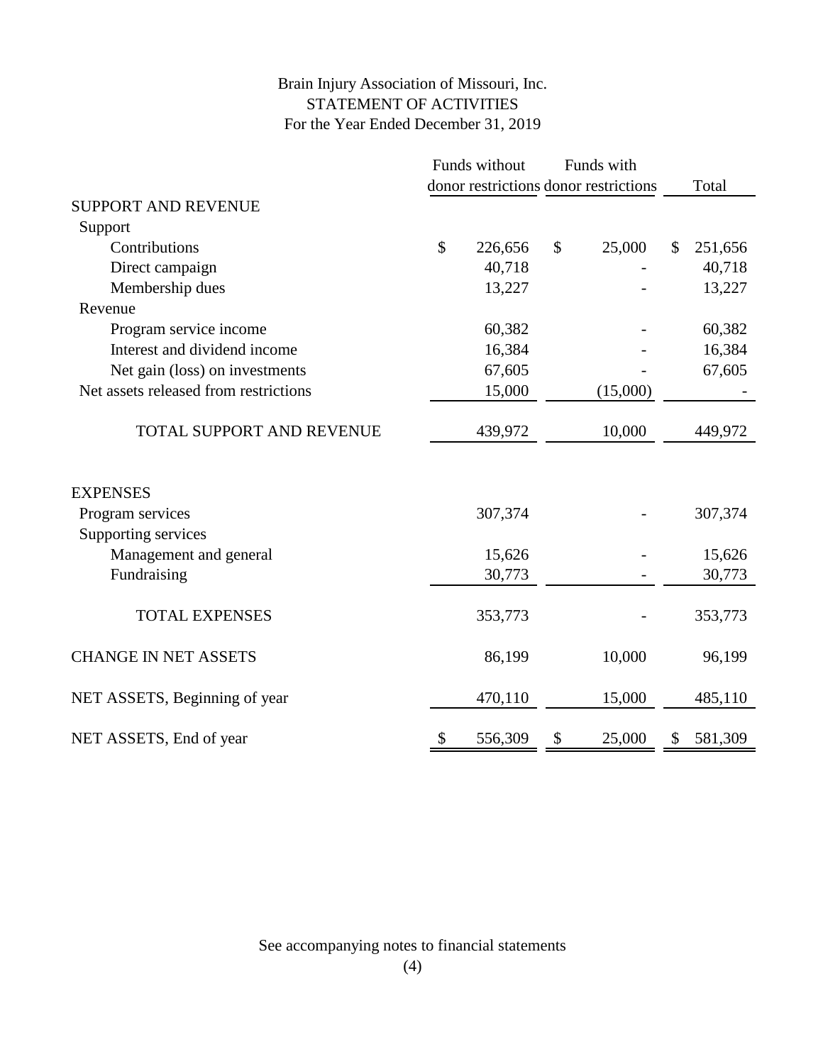# Brain Injury Association of Missouri, Inc.

## STATEMENT OF ACTIVITIES

### For the Year Ended December 31, 2019

| | Funds without donor restrictions | Funds with donor restrictions | Total |
|---|---|---|---|
| **SUPPORT AND REVENUE** | | | |
| Support | | | |
| Contributions | $ 226,656 | $ 25,000 | $ 251,656 |
| Direct campaign | 40,718 | - | 40,718 |
| Membership dues | 13,227 | - | 13,227 |
| Revenue | | | |
| Program service income | 60,382 | - | 60,382 |
| Interest and dividend income | 16,384 | - | 16,384 |
| Net gain (loss) on investments | 67,605 | - | 67,605 |
| Net assets released from restrictions | 15,000 | (15,000) | - |
| TOTAL SUPPORT AND REVENUE | 439,972 | 10,000 | 449,972 |
| **EXPENSES** | | | |
| Program services | 307,374 | - | 307,374 |
| Supporting services | | | |
| Management and general | 15,626 | - | 15,626 |
| Fundraising | 30,773 | - | 30,773 |
| TOTAL EXPENSES | 353,773 | - | 353,773 |
| CHANGE IN NET ASSETS | 86,199 | 10,000 | 96,199 |
| NET ASSETS, Beginning of year | 470,110 | 15,000 | 485,110 |
| NET ASSETS, End of year | $ 556,309 | $ 25,000 | $ 581,309 |

See accompanying notes to financial statements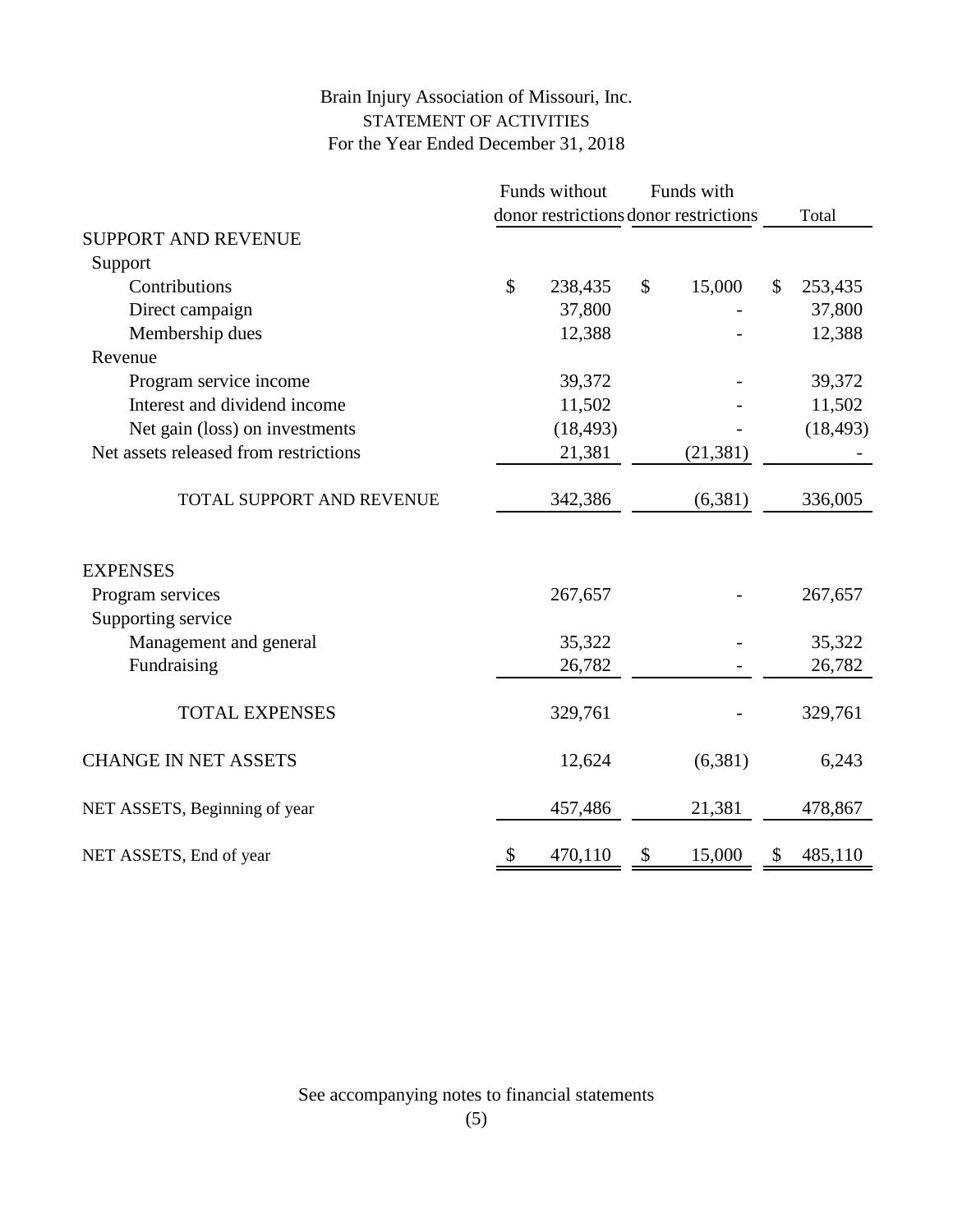# Brain Injury Association of Missouri, Inc.

## STATEMENT OF ACTIVITIES

### For the Year Ended December 31, 2018

| | Funds without donor restrictions | Funds with donor restrictions | Total |
|---|---|---|---|
| SUPPORT AND REVENUE | | | |
| Support | | | |
| Contributions | $ 238,435 | $ 15,000 | $ 253,435 |
| Direct campaign | 37,800 | - | 37,800 |
| Membership dues | 12,388 | - | 12,388 |
| Revenue | | | |
| Program service income | 39,372 | - | 39,372 |
| Interest and dividend income | 11,502 | - | 11,502 |
| Net gain (loss) on investments | (18,493) | - | (18,493) |
| Net assets released from restrictions | 21,381 | (21,381) | - |
| TOTAL SUPPORT AND REVENUE | 342,386 | (6,381) | 336,005 |
| EXPENSES | | | |
| Program services | 267,657 | - | 267,657 |
| Supporting service | | | |
| Management and general | 35,322 | - | 35,322 |
| Fundraising | 26,782 | - | 26,782 |
| TOTAL EXPENSES | 329,761 | - | 329,761 |
| CHANGE IN NET ASSETS | 12,624 | (6,381) | 6,243 |
| NET ASSETS, Beginning of year | 457,486 | 21,381 | 478,867 |
| NET ASSETS, End of year | $ 470,110 | $ 15,000 | $ 485,110 |

See accompanying notes to financial statements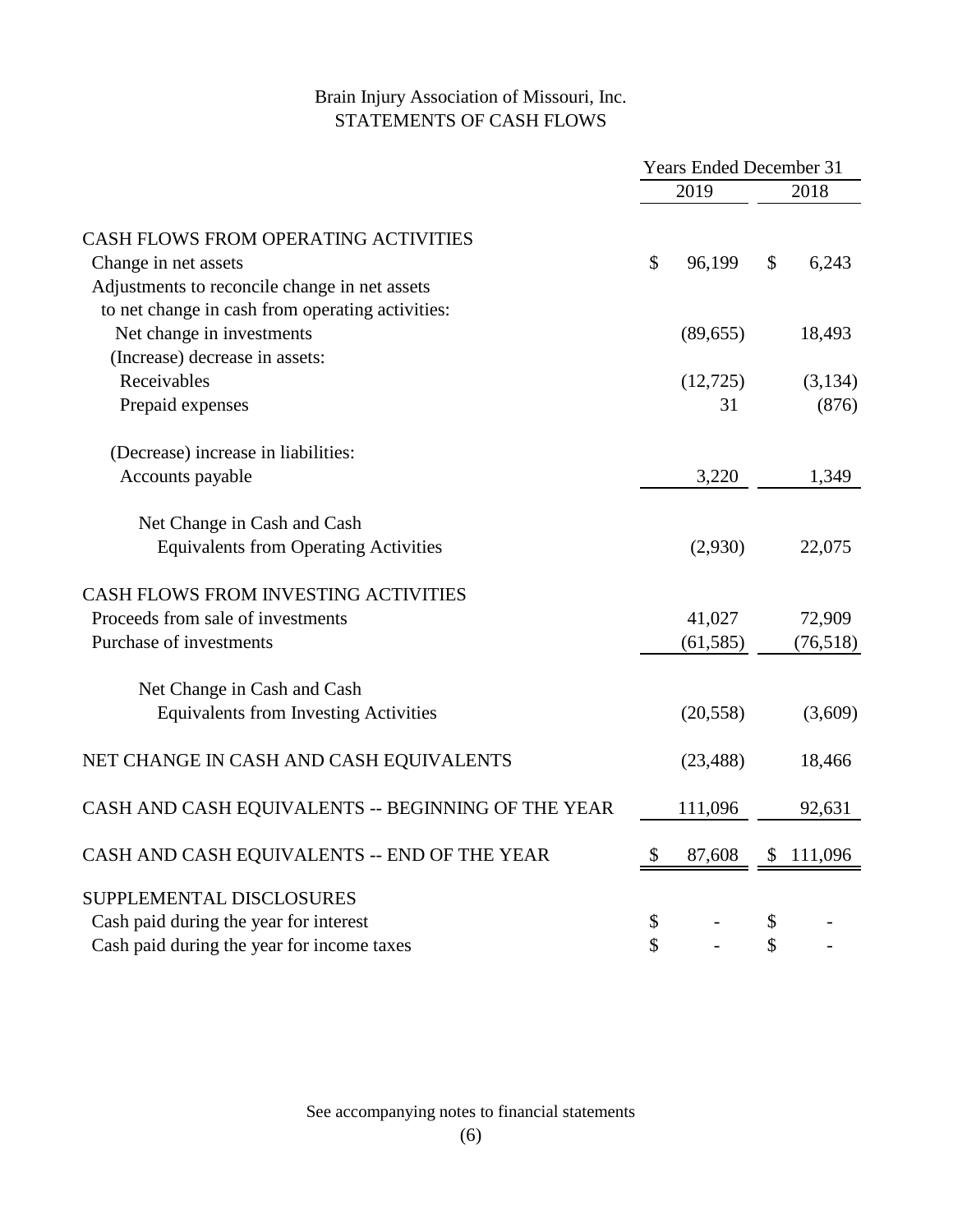# Brain Injury Association of Missouri, Inc.

## STATEMENTS OF CASH FLOWS

| | Years Ended December 31 | |
|---|---|---|
| | 2019 | 2018 |
| **CASH FLOWS FROM OPERATING ACTIVITIES** | | |
| Change in net assets | $ 96,199 | $ 6,243 |
| Adjustments to reconcile change in net assets to net change in cash from operating activities: | | |
| Net change in investments | (89,655) | 18,493 |
| (Increase) decrease in assets: | | |
| Receivables | (12,725) | (3,134) |
| Prepaid expenses | 31 | (876) |
| (Decrease) increase in liabilities: | | |
| Accounts payable | 3,220 | 1,349 |
| Net Change in Cash and Cash Equivalents from Operating Activities | (2,930) | 22,075 |
| **CASH FLOWS FROM INVESTING ACTIVITIES** | | |
| Proceeds from sale of investments | 41,027 | 72,909 |
| Purchase of investments | (61,585) | (76,518) |
| Net Change in Cash and Cash Equivalents from Investing Activities | (20,558) | (3,609) |
| NET CHANGE IN CASH AND CASH EQUIVALENTS | (23,488) | 18,466 |
| CASH AND CASH EQUIVALENTS -- BEGINNING OF THE YEAR | 111,096 | 92,631 |
| CASH AND CASH EQUIVALENTS -- END OF THE YEAR | $ 87,608 | $ 111,096 |
| **SUPPLEMENTAL DISCLOSURES** | | |
| Cash paid during the year for interest | $ - | $ - |
| Cash paid during the year for income taxes | $ - | $ - |

See accompanying notes to financial statements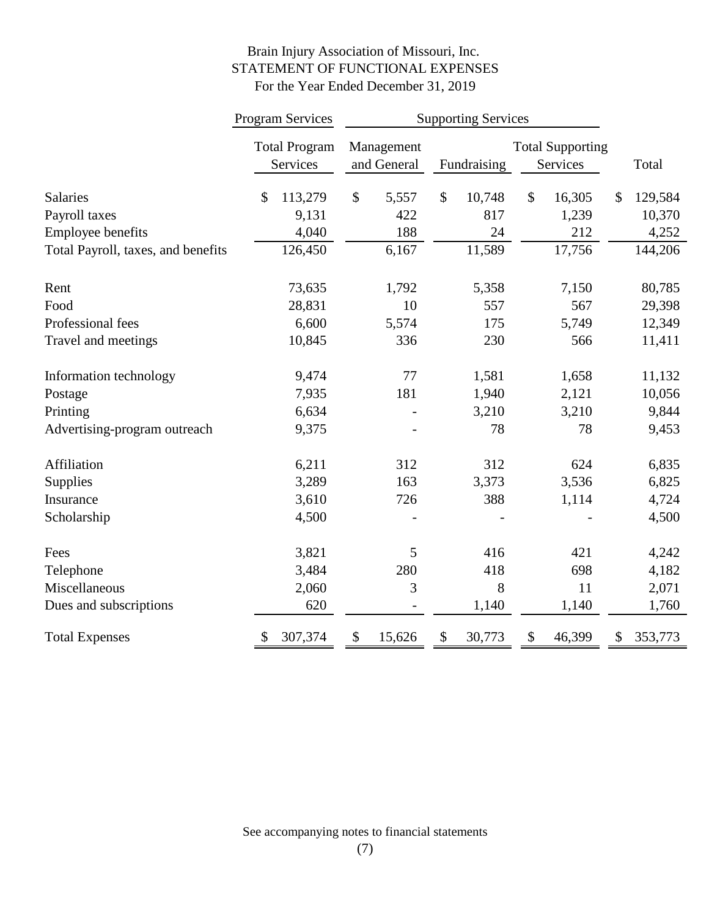Brain Injury Association of Missouri, Inc.
STATEMENT OF FUNCTIONAL EXPENSES
For the Year Ended December 31, 2019

| | Program Services | Supporting Services | | | |
|---|---|---|---|---|---|
| | Total Program Services | Management and General | Fundraising | Total Supporting Services | Total |
| Salaries | $ 113,279 | $ 5,557 | $ 10,748 | $ 16,305 | $ 129,584 |
| Payroll taxes | 9,131 | 422 | 817 | 1,239 | 10,370 |
| Employee benefits | 4,040 | 188 | 24 | 212 | 4,252 |
| Total Payroll, taxes, and benefits | 126,450 | 6,167 | 11,589 | 17,756 | 144,206 |
| Rent | 73,635 | 1,792 | 5,358 | 7,150 | 80,785 |
| Food | 28,831 | 10 | 557 | 567 | 29,398 |
| Professional fees | 6,600 | 5,574 | 175 | 5,749 | 12,349 |
| Travel and meetings | 10,845 | 336 | 230 | 566 | 11,411 |
| Information technology | 9,474 | 77 | 1,581 | 1,658 | 11,132 |
| Postage | 7,935 | 181 | 1,940 | 2,121 | 10,056 |
| Printing | 6,634 | - | 3,210 | 3,210 | 9,844 |
| Advertising-program outreach | 9,375 | - | 78 | 78 | 9,453 |
| Affiliation | 6,211 | 312 | 312 | 624 | 6,835 |
| Supplies | 3,289 | 163 | 3,373 | 3,536 | 6,825 |
| Insurance | 3,610 | 726 | 388 | 1,114 | 4,724 |
| Scholarship | 4,500 | - | - | - | 4,500 |
| Fees | 3,821 | 5 | 416 | 421 | 4,242 |
| Telephone | 3,484 | 280 | 418 | 698 | 4,182 |
| Miscellaneous | 2,060 | 3 | 8 | 11 | 2,071 |
| Dues and subscriptions | 620 | - | 1,140 | 1,140 | 1,760 |
| Total Expenses | $ 307,374 | $ 15,626 | $ 30,773 | $ 46,399 | $ 353,773 |

See accompanying notes to financial statements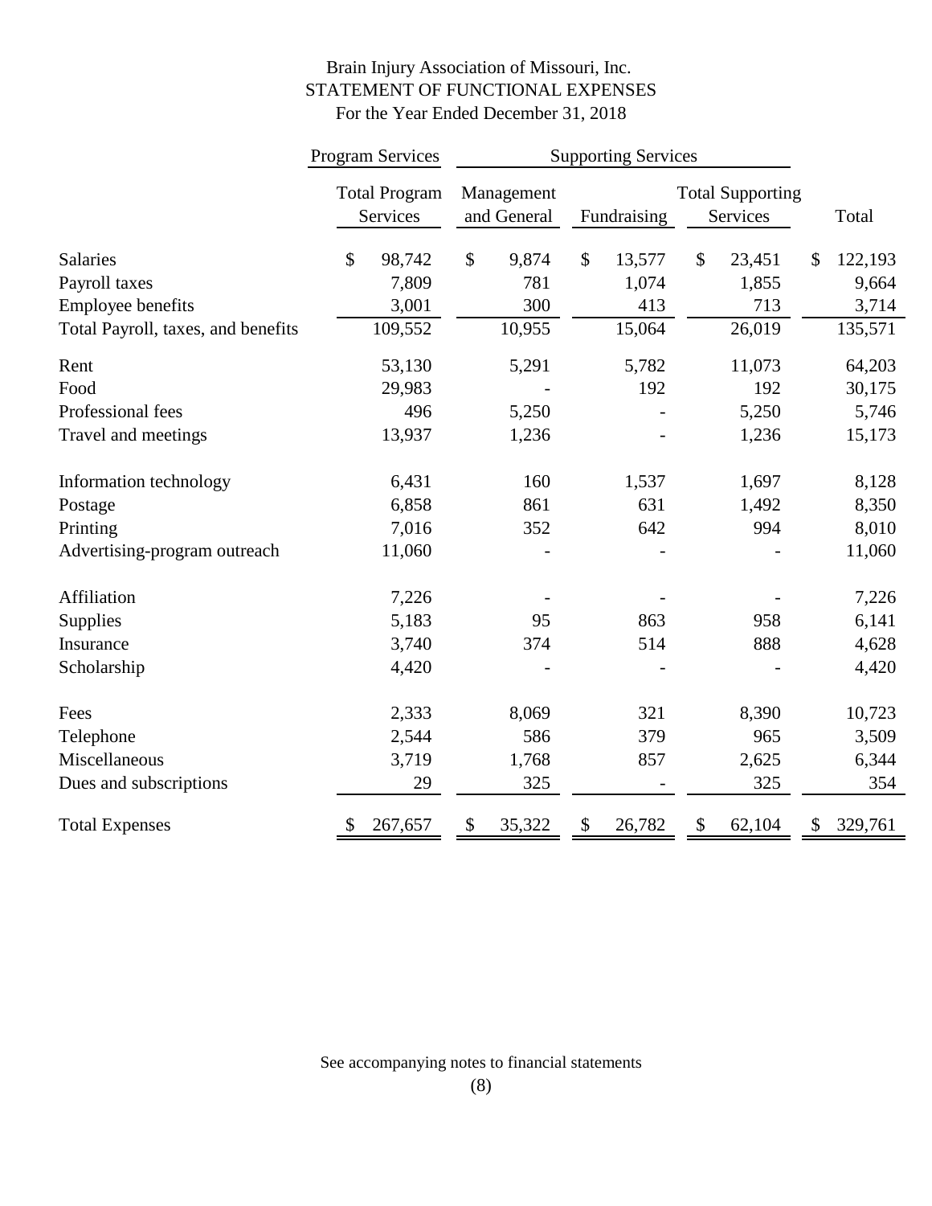# Brain Injury Association of Missouri, Inc.
## STATEMENT OF FUNCTIONAL EXPENSES
### For the Year Ended December 31, 2018

| | Program Services | Supporting Services | | | |
|---|---|---|---|---|---|
| | Total Program Services | Management and General | Fundraising | Total Supporting Services | Total |
| Salaries | $ 98,742 | $ 9,874 | $ 13,577 | $ 23,451 | $ 122,193 |
| Payroll taxes | 7,809 | 781 | 1,074 | 1,855 | 9,664 |
| Employee benefits | 3,001 | 300 | 413 | 713 | 3,714 |
| Total Payroll, taxes, and benefits | 109,552 | 10,955 | 15,064 | 26,019 | 135,571 |
| Rent | 53,130 | 5,291 | 5,782 | 11,073 | 64,203 |
| Food | 29,983 | - | 192 | 192 | 30,175 |
| Professional fees | 496 | 5,250 | - | 5,250 | 5,746 |
| Travel and meetings | 13,937 | 1,236 | - | 1,236 | 15,173 |
| Information technology | 6,431 | 160 | 1,537 | 1,697 | 8,128 |
| Postage | 6,858 | 861 | 631 | 1,492 | 8,350 |
| Printing | 7,016 | 352 | 642 | 994 | 8,010 |
| Advertising-program outreach | 11,060 | - | - | - | 11,060 |
| Affiliation | 7,226 | - | - | - | 7,226 |
| Supplies | 5,183 | 95 | 863 | 958 | 6,141 |
| Insurance | 3,740 | 374 | 514 | 888 | 4,628 |
| Scholarship | 4,420 | - | - | - | 4,420 |
| Fees | 2,333 | 8,069 | 321 | 8,390 | 10,723 |
| Telephone | 2,544 | 586 | 379 | 965 | 3,509 |
| Miscellaneous | 3,719 | 1,768 | 857 | 2,625 | 6,344 |
| Dues and subscriptions | 29 | 325 | - | 325 | 354 |
| Total Expenses | $ 267,657 | $ 35,322 | $ 26,782 | $ 62,104 | $ 329,761 |

See accompanying notes to financial statements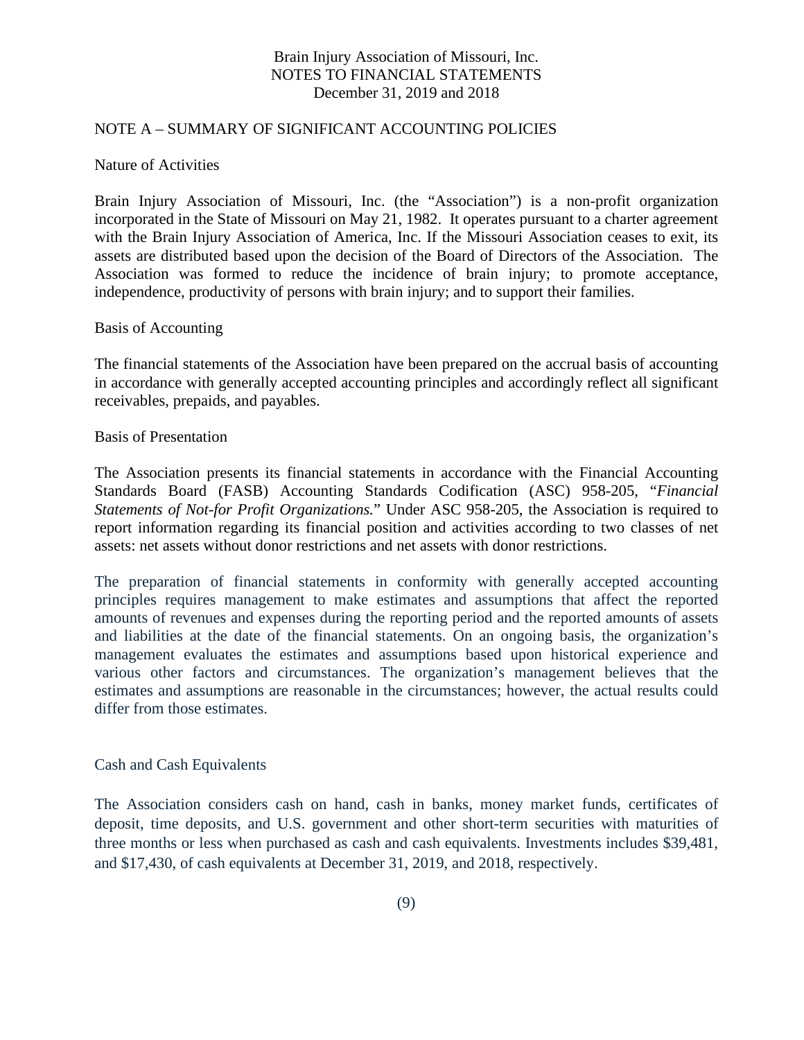Brain Injury Association of Missouri, Inc.
NOTES TO FINANCIAL STATEMENTS
December 31, 2019 and 2018

## NOTE A – SUMMARY OF SIGNIFICANT ACCOUNTING POLICIES

### Nature of Activities

Brain Injury Association of Missouri, Inc. (the "Association") is a non-profit organization incorporated in the State of Missouri on May 21, 1982. It operates pursuant to a charter agreement with the Brain Injury Association of America, Inc. If the Missouri Association ceases to exit, its assets are distributed based upon the decision of the Board of Directors of the Association. The Association was formed to reduce the incidence of brain injury; to promote acceptance, independence, productivity of persons with brain injury; and to support their families.

### Basis of Accounting

The financial statements of the Association have been prepared on the accrual basis of accounting in accordance with generally accepted accounting principles and accordingly reflect all significant receivables, prepaids, and payables.

### Basis of Presentation

The Association presents its financial statements in accordance with the Financial Accounting Standards Board (FASB) Accounting Standards Codification (ASC) 958-205, "*Financial Statements of Not-for Profit Organizations.*" Under ASC 958-205, the Association is required to report information regarding its financial position and activities according to two classes of net assets: net assets without donor restrictions and net assets with donor restrictions.

The preparation of financial statements in conformity with generally accepted accounting principles requires management to make estimates and assumptions that affect the reported amounts of revenues and expenses during the reporting period and the reported amounts of assets and liabilities at the date of the financial statements. On an ongoing basis, the organization's management evaluates the estimates and assumptions based upon historical experience and various other factors and circumstances. The organization's management believes that the estimates and assumptions are reasonable in the circumstances; however, the actual results could differ from those estimates.

### Cash and Cash Equivalents

The Association considers cash on hand, cash in banks, money market funds, certificates of deposit, time deposits, and U.S. government and other short-term securities with maturities of three months or less when purchased as cash and cash equivalents. Investments includes $39,481, and $17,430, of cash equivalents at December 31, 2019, and 2018, respectively.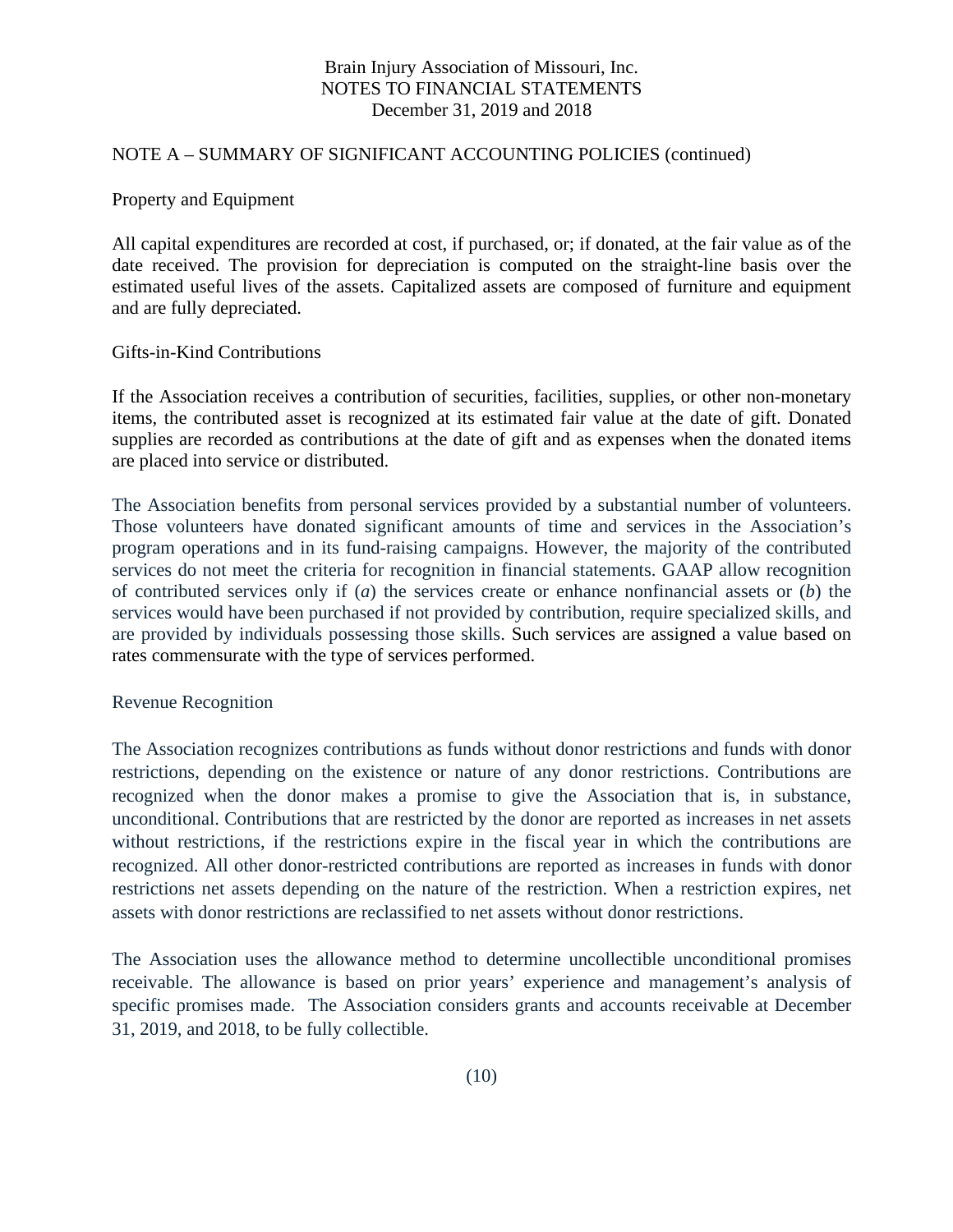Brain Injury Association of Missouri, Inc.
NOTES TO FINANCIAL STATEMENTS
December 31, 2019 and 2018

NOTE A – SUMMARY OF SIGNIFICANT ACCOUNTING POLICIES (continued)

Property and Equipment

All capital expenditures are recorded at cost, if purchased, or; if donated, at the fair value as of the date received. The provision for depreciation is computed on the straight-line basis over the estimated useful lives of the assets. Capitalized assets are composed of furniture and equipment and are fully depreciated.

Gifts-in-Kind Contributions

If the Association receives a contribution of securities, facilities, supplies, or other non-monetary items, the contributed asset is recognized at its estimated fair value at the date of gift. Donated supplies are recorded as contributions at the date of gift and as expenses when the donated items are placed into service or distributed.

The Association benefits from personal services provided by a substantial number of volunteers. Those volunteers have donated significant amounts of time and services in the Association's program operations and in its fund-raising campaigns. However, the majority of the contributed services do not meet the criteria for recognition in financial statements. GAAP allow recognition of contributed services only if (*a*) the services create or enhance nonfinancial assets or (*b*) the services would have been purchased if not provided by contribution, require specialized skills, and are provided by individuals possessing those skills. Such services are assigned a value based on rates commensurate with the type of services performed.

Revenue Recognition

The Association recognizes contributions as funds without donor restrictions and funds with donor restrictions, depending on the existence or nature of any donor restrictions. Contributions are recognized when the donor makes a promise to give the Association that is, in substance, unconditional. Contributions that are restricted by the donor are reported as increases in net assets without restrictions, if the restrictions expire in the fiscal year in which the contributions are recognized. All other donor-restricted contributions are reported as increases in funds with donor restrictions net assets depending on the nature of the restriction. When a restriction expires, net assets with donor restrictions are reclassified to net assets without donor restrictions.

The Association uses the allowance method to determine uncollectible unconditional promises receivable. The allowance is based on prior years' experience and management's analysis of specific promises made. The Association considers grants and accounts receivable at December 31, 2019, and 2018, to be fully collectible.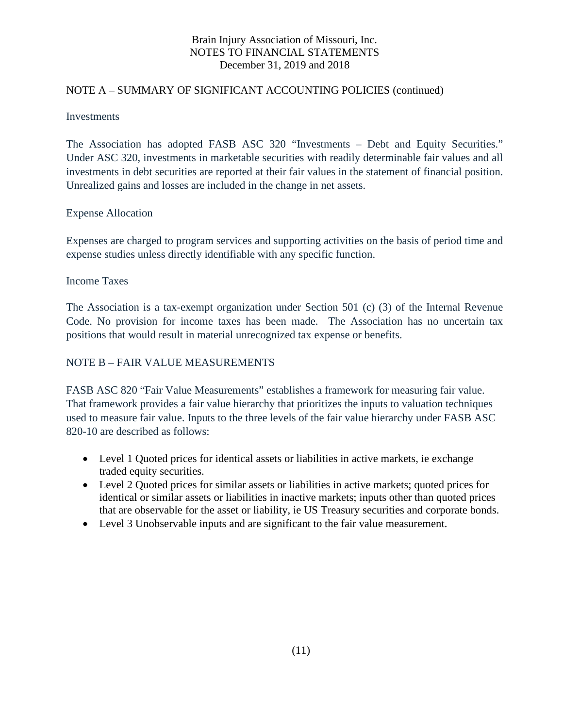Brain Injury Association of Missouri, Inc.
NOTES TO FINANCIAL STATEMENTS
December 31, 2019 and 2018

## NOTE A – SUMMARY OF SIGNIFICANT ACCOUNTING POLICIES (continued)

### Investments

The Association has adopted FASB ASC 320 "Investments – Debt and Equity Securities." Under ASC 320, investments in marketable securities with readily determinable fair values and all investments in debt securities are reported at their fair values in the statement of financial position. Unrealized gains and losses are included in the change in net assets.

### Expense Allocation

Expenses are charged to program services and supporting activities on the basis of period time and expense studies unless directly identifiable with any specific function.

### Income Taxes

The Association is a tax-exempt organization under Section 501 (c) (3) of the Internal Revenue Code. No provision for income taxes has been made. The Association has no uncertain tax positions that would result in material unrecognized tax expense or benefits.

## NOTE B – FAIR VALUE MEASUREMENTS

FASB ASC 820 "Fair Value Measurements" establishes a framework for measuring fair value. That framework provides a fair value hierarchy that prioritizes the inputs to valuation techniques used to measure fair value. Inputs to the three levels of the fair value hierarchy under FASB ASC 820-10 are described as follows:

- Level 1 Quoted prices for identical assets or liabilities in active markets, ie exchange traded equity securities.
- Level 2 Quoted prices for similar assets or liabilities in active markets; quoted prices for identical or similar assets or liabilities in inactive markets; inputs other than quoted prices that are observable for the asset or liability, ie US Treasury securities and corporate bonds.
- Level 3 Unobservable inputs and are significant to the fair value measurement.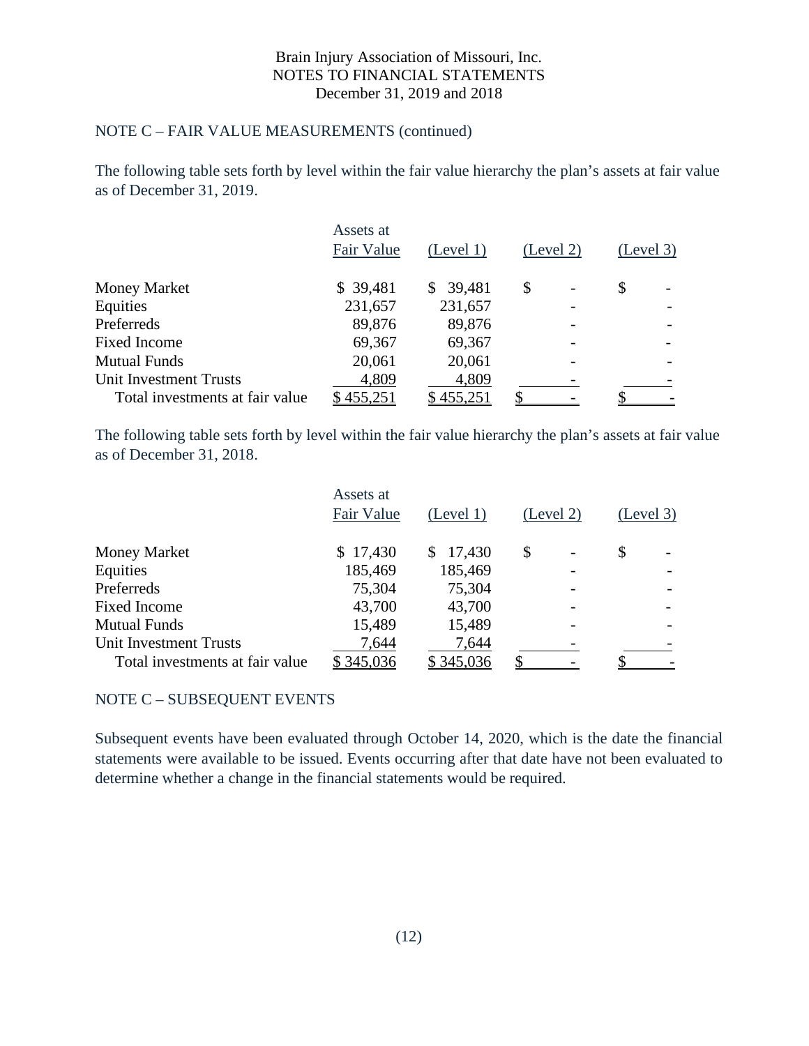Brain Injury Association of Missouri, Inc.
NOTES TO FINANCIAL STATEMENTS
December 31, 2019 and 2018

## NOTE C – FAIR VALUE MEASUREMENTS (continued)

The following table sets forth by level within the fair value hierarchy the plan's assets at fair value as of December 31, 2019.

| | Assets at Fair Value | (Level 1) | (Level 2) | (Level 3) |
|---|---|---|---|---|
| Money Market | $ 39,481 | $ 39,481 | $ - | $ - |
| Equities | 231,657 | 231,657 | - | - |
| Preferreds | 89,876 | 89,876 | - | - |
| Fixed Income | 69,367 | 69,367 | - | - |
| Mutual Funds | 20,061 | 20,061 | - | - |
| Unit Investment Trusts | 4,809 | 4,809 | - | - |
| Total investments at fair value | $ 455,251 | $ 455,251 | $ - | $ - |

The following table sets forth by level within the fair value hierarchy the plan's assets at fair value as of December 31, 2018.

| | Assets at Fair Value | (Level 1) | (Level 2) | (Level 3) |
|---|---|---|---|---|
| Money Market | $ 17,430 | $ 17,430 | $ - | $ - |
| Equities | 185,469 | 185,469 | - | - |
| Preferreds | 75,304 | 75,304 | - | - |
| Fixed Income | 43,700 | 43,700 | - | - |
| Mutual Funds | 15,489 | 15,489 | - | - |
| Unit Investment Trusts | 7,644 | 7,644 | - | - |
| Total investments at fair value | $ 345,036 | $ 345,036 | $ - | $ - |

## NOTE C – SUBSEQUENT EVENTS

Subsequent events have been evaluated through October 14, 2020, which is the date the financial statements were available to be issued. Events occurring after that date have not been evaluated to determine whether a change in the financial statements would be required.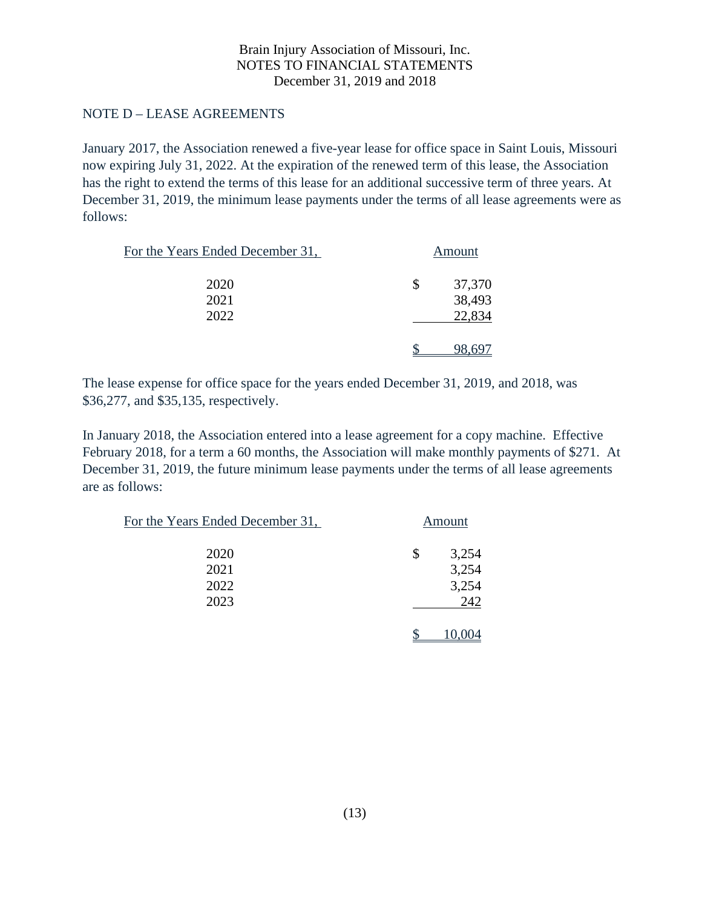Brain Injury Association of Missouri, Inc.
NOTES TO FINANCIAL STATEMENTS
December 31, 2019 and 2018

## NOTE D – LEASE AGREEMENTS

January 2017, the Association renewed a five-year lease for office space in Saint Louis, Missouri now expiring July 31, 2022. At the expiration of the renewed term of this lease, the Association has the right to extend the terms of this lease for an additional successive term of three years. At December 31, 2019, the minimum lease payments under the terms of all lease agreements were as follows:

| For the Years Ended December 31, | Amount |
|---|---|
| 2020 | $ 37,370 |
| 2021 | 38,493 |
| 2022 | 22,834 |
| | $ 98,697 |

The lease expense for office space for the years ended December 31, 2019, and 2018, was $36,277, and $35,135, respectively.

In January 2018, the Association entered into a lease agreement for a copy machine. Effective February 2018, for a term a 60 months, the Association will make monthly payments of $271. At December 31, 2019, the future minimum lease payments under the terms of all lease agreements are as follows:

| For the Years Ended December 31, | Amount |
|---|---|
| 2020 | $ 3,254 |
| 2021 | 3,254 |
| 2022 | 3,254 |
| 2023 | 242 |
| | $ 10,004 |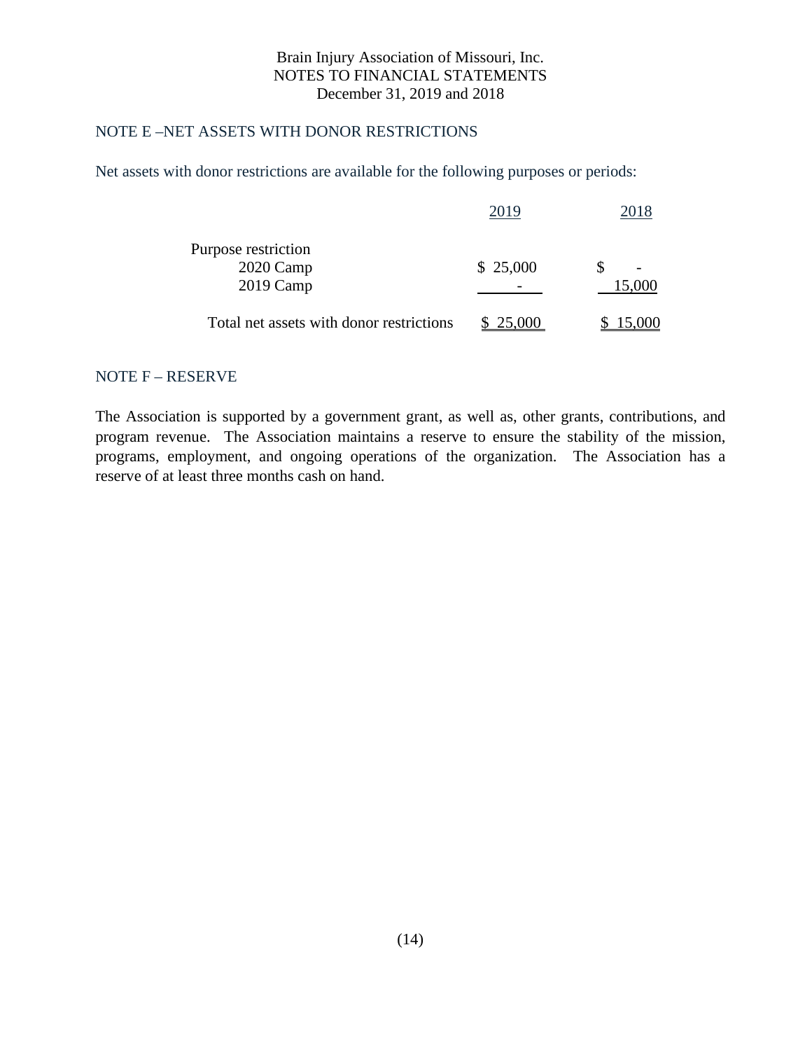Brain Injury Association of Missouri, Inc.
NOTES TO FINANCIAL STATEMENTS
December 31, 2019 and 2018

## NOTE E –NET ASSETS WITH DONOR RESTRICTIONS

Net assets with donor restrictions are available for the following purposes or periods:

| | 2019 | 2018 |
|---|---|---|
| Purpose restriction | | |
| 2020 Camp | $ 25,000 | $ - |
| 2019 Camp | - | 15,000 |
| Total net assets with donor restrictions | $ 25,000 | $ 15,000 |

## NOTE F – RESERVE

The Association is supported by a government grant, as well as, other grants, contributions, and program revenue. The Association maintains a reserve to ensure the stability of the mission, programs, employment, and ongoing operations of the organization. The Association has a reserve of at least three months cash on hand.